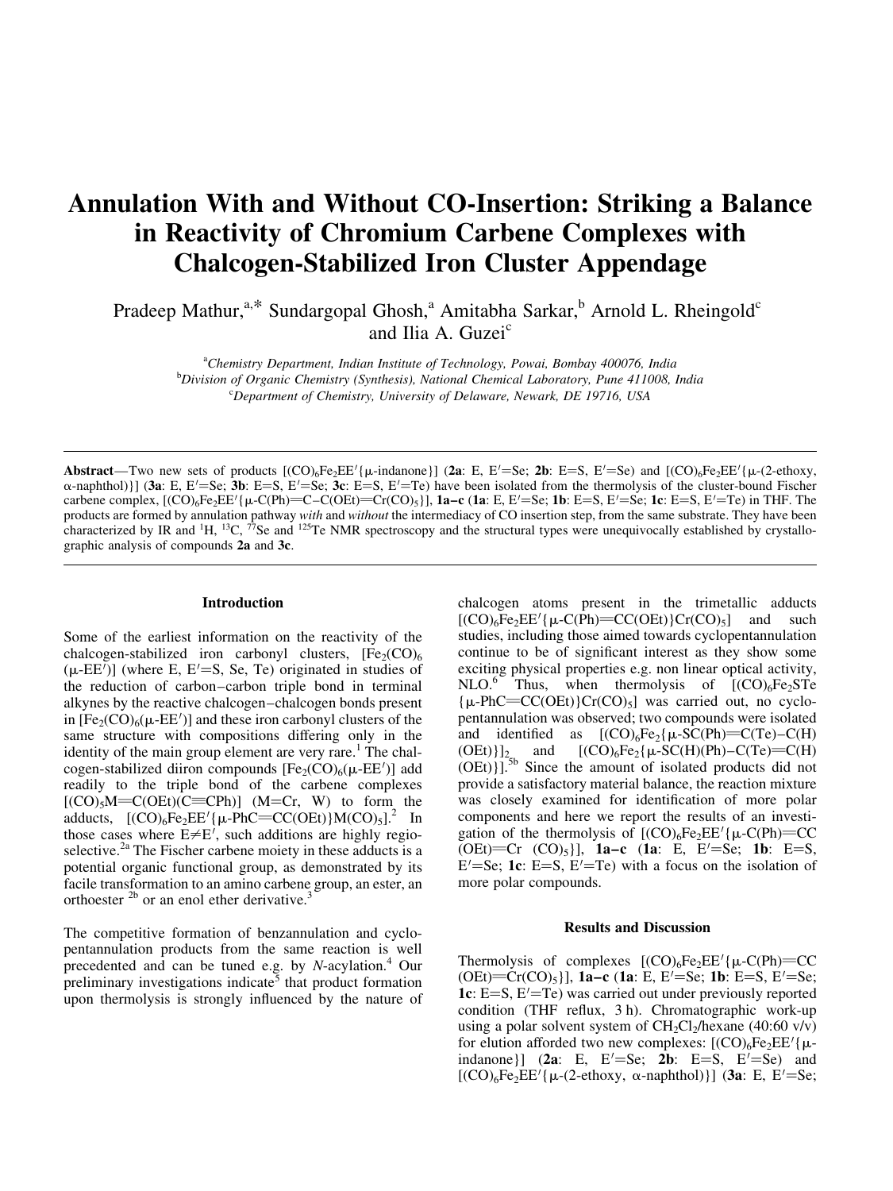# Annulation With and Without CO-Insertion: Striking a Balance in Reactivity of Chromium Carbene Complexes with Chalcogen-Stabilized Iron Cluster Appendage

Pradeep Mathur,[a,*] Sundargopal Ghosh,[a] Amitabha Sarkar,[b] Arnold L. Rheingold[c] and Ilia A. Guzei[c]

[a]Chemistry Department, Indian Institute of Technology, Powai, Bombay 400076, India
[b]Division of Organic Chemistry (Synthesis), National Chemical Laboratory, Pune 411008, India
[c]Department of Chemistry, University of Delaware, Newark, DE 19716, USA

**Abstract**—Two new sets of products $[(CO)_6Fe_2EE'\{\mu\text{-indanone}\}]$ (**2a**: E, E′=Se; **2b**: E=S, E′=Se) and $[(CO)_6Fe_2EE'\{\mu\text{-(2-ethoxy, }\alpha\text{-naphthol)}\}]$ (**3a**: E, E′=Se; **3b**: E=S, E′=Se; **3c**: E=S, E′=Te) have been isolated from the thermolysis of the cluster-bound Fischer carbene complex, $[(CO)_6Fe_2EE'\{\mu\text{-C(Ph)=C–C(OEt)=Cr(CO)}_5\}]$, **1a–c** (**1a**: E, E′=Se; **1b**: E=S, E′=Se; **1c**: E=S, E′=Te) in THF. The products are formed by annulation pathway *with* and *without* the intermediacy of CO insertion step, from the same substrate. They have been characterized by IR and $^{1}H$, $^{13}C$, $^{77}Se$ and $^{125}Te$ NMR spectroscopy and the structural types were unequivocally established by crystallographic analysis of compounds **2a** and **3c**.

## Introduction

Some of the earliest information on the reactivity of the chalcogen-stabilized iron carbonyl clusters, $[Fe_2(CO)_6(\mu\text{-EE}')]$ (where E, E′=S, Se, Te) originated in studies of the reduction of carbon–carbon triple bond in terminal alkynes by the reactive chalcogen–chalcogen bonds present in $[Fe_2(CO)_6(\mu\text{-EE}')]$ and these iron carbonyl clusters of the same structure with compositions differing only in the identity of the main group element are very rare.[1] The chalcogen-stabilized diiron compounds $[Fe_2(CO)_6(\mu\text{-EE}')]$ add readily to the triple bond of the carbene complexes $[(CO)_5M{=}C(OEt)(C{\equiv}CPh)]$ (M=Cr, W) to form the adducts, $[(CO)_6Fe_2EE'\{\mu\text{-PhC=CC(OEt)}\}M(CO)_5]$.[2] In those cases where E≠E′, such additions are highly regioselective.[2a] The Fischer carbene moiety in these adducts is a potential organic functional group, as demonstrated by its facile transformation to an amino carbene group, an ester, an orthoester [2b] or an enol ether derivative.[3]

The competitive formation of benzannulation and cyclopentannulation products from the same reaction is well precedented and can be tuned e.g. by *N*-acylation.[4] Our preliminary investigations indicate[5] that product formation upon thermolysis is strongly influenced by the nature of chalcogen atoms present in the trimetallic adducts $[(CO)_6Fe_2EE'\{\mu\text{-C(Ph)=CC(OEt)}\}Cr(CO)_5]$ and such studies, including those aimed towards cyclopentannulation continue to be of significant interest as they show some exciting physical properties e.g. non linear optical activity, NLO.[6] Thus, when thermolysis of $[(CO)_6Fe_2STe\{\mu\text{-PhC=CC(OEt)}\}Cr(CO)_5]$ was carried out, no cyclopentannulation was observed; two compounds were isolated and identified as $[(CO)_6Fe_2\{\mu\text{-SC(Ph)=C(Te)–C(H)(OEt)}\}]_2$ and $[(CO)_6Fe_2\{\mu\text{-SC(H)(Ph)–C(Te)=C(H)(OEt)}\}]$.[5b] Since the amount of isolated products did not provide a satisfactory material balance, the reaction mixture was closely examined for identification of more polar components and here we report the results of an investigation of the thermolysis of $[(CO)_6Fe_2EE'\{\mu\text{-C(Ph)=CC(OEt)=Cr (CO)}_5\}]$, **1a–c** (**1a**: E, E′=Se; **1b**: E=S, E′=Se; **1c**: E=S, E′=Te) with a focus on the isolation of more polar compounds.

## Results and Discussion

Thermolysis of complexes $[(CO)_6Fe_2EE'\{\mu\text{-C(Ph)=CC(OEt)=Cr(CO)}_5\}]$, **1a–c** (**1a**: E, E′=Se; **1b**: E=S, E′=Se; **1c**: E=S, E′=Te) was carried out under previously reported condition (THF reflux, 3 h). Chromatographic work-up using a polar solvent system of $CH_2Cl_2$/hexane (40:60 v/v) for elution afforded two new complexes: $[(CO)_6Fe_2EE'\{\mu\text{-indanone}\}]$ (**2a**: E, E′=Se; **2b**: E=S, E′=Se) and $[(CO)_6Fe_2EE'\{\mu\text{-(2-ethoxy, }\alpha\text{-naphthol)}\}]$ (**3a**: E, E′=Se;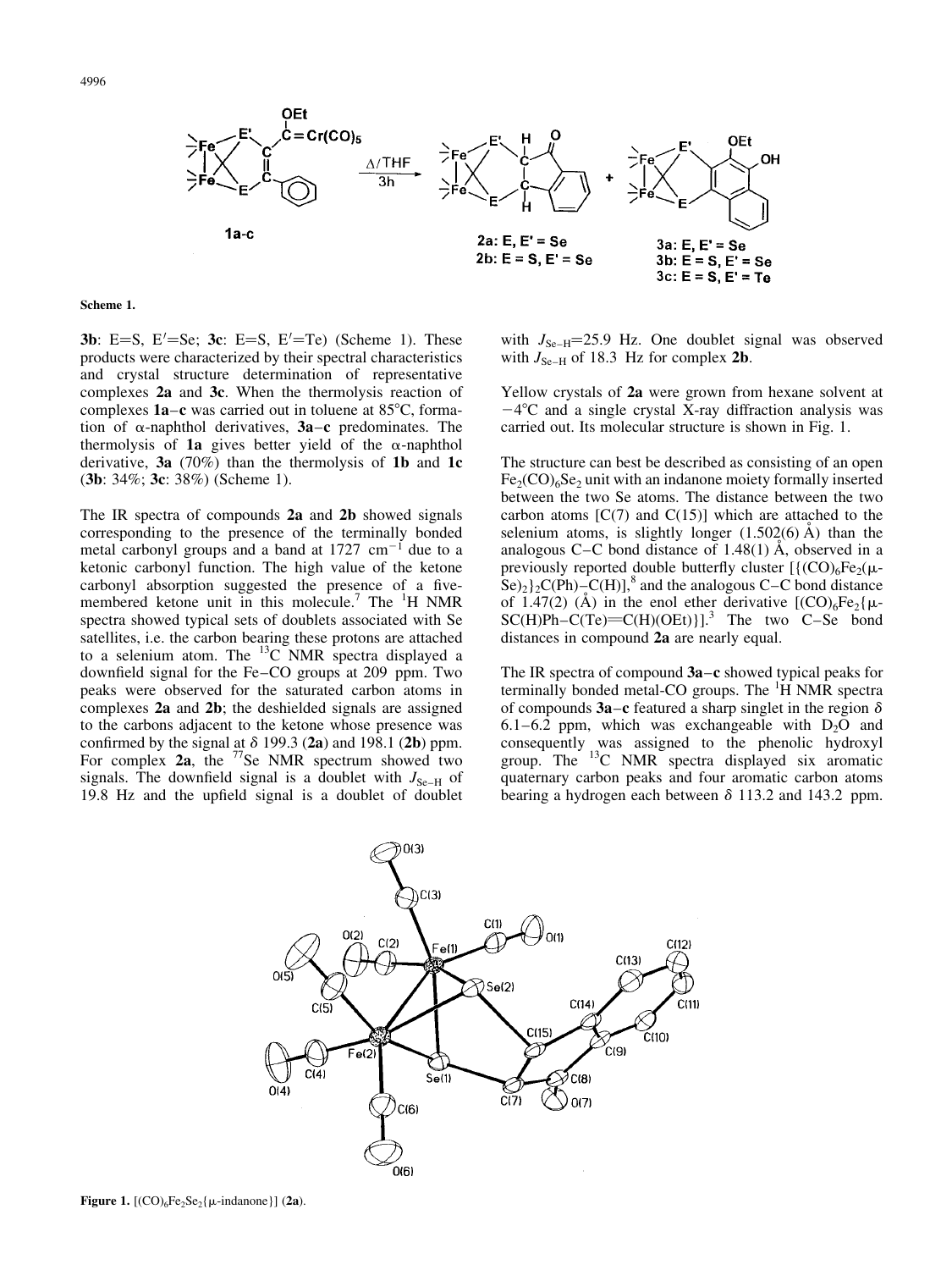**Scheme 1.**

**3b**: E=S, E′=Se; **3c**: E=S, E′=Te) (Scheme 1). These products were characterized by their spectral characteristics and crystal structure determination of representative complexes **2a** and **3c**. When the thermolysis reaction of complexes **1a**–**c** was carried out in toluene at 85°C, formation of α-naphthol derivatives, **3a**–**c** predominates. The thermolysis of **1a** gives better yield of the α-naphthol derivative, **3a** (70%) than the thermolysis of **1b** and **1c** (**3b**: 34%; **3c**: 38%) (Scheme 1).

The IR spectra of compounds **2a** and **2b** showed signals corresponding to the presence of the terminally bonded metal carbonyl groups and a band at 1727 $cm^{-1}$ due to a ketonic carbonyl function. The high value of the ketone carbonyl absorption suggested the presence of a five-membered ketone unit in this molecule.[7] The $^{1}H$ NMR spectra showed typical sets of doublets associated with Se satellites, i.e. the carbon bearing these protons are attached to a selenium atom. The $^{13}C$ NMR spectra displayed a downfield signal for the Fe–CO groups at 209 ppm. Two peaks were observed for the saturated carbon atoms in complexes **2a** and **2b**; the deshielded signals are assigned to the carbons adjacent to the ketone whose presence was confirmed by the signal at δ 199.3 (**2a**) and 198.1 (**2b**) ppm. For complex **2a**, the $^{77}Se$ NMR spectrum showed two signals. The downfield signal is a doublet with $J_{Se-H}$ of 19.8 Hz and the upfield signal is a doublet of doublet with $J_{Se-H}$=25.9 Hz. One doublet signal was observed with $J_{Se-H}$ of 18.3 Hz for complex **2b**.

Yellow crystals of **2a** were grown from hexane solvent at −4°C and a single crystal X-ray diffraction analysis was carried out. Its molecular structure is shown in Fig. 1.

The structure can best be described as consisting of an open $Fe_2(CO)_6Se_2$ unit with an indanone moiety formally inserted between the two Se atoms. The distance between the two carbon atoms [C(7) and C(15)] which are attached to the selenium atoms, is slightly longer (1.502(6) Å) than the analogous C–C bond distance of 1.48(1) Å, observed in a previously reported double butterfly cluster [{$(CO)_6Fe_2(\mu$-$Se)_2\}_2C(Ph)$–C(H)],[8] and the analogous C–C bond distance of 1.47(2) (Å) in the enol ether derivative [$(CO)_6Fe_2\{\mu$-SC(H)Ph–C(Te)=C(H)(OEt)}].[3] The two C–Se bond distances in compound **2a** are nearly equal.

The IR spectra of compound **3a**–**c** showed typical peaks for terminally bonded metal-CO groups. The $^{1}H$ NMR spectra of compounds **3a**–**c** featured a sharp singlet in the region δ 6.1–6.2 ppm, which was exchangeable with $D_2O$ and consequently was assigned to the phenolic hydroxyl group. The $^{13}C$ NMR spectra displayed six aromatic quaternary carbon peaks and four aromatic carbon atoms bearing a hydrogen each between δ 113.2 and 143.2 ppm.

**Figure 1.** [$(CO)_6Fe_2Se_2$\{μ-indanone\}] (**2a**).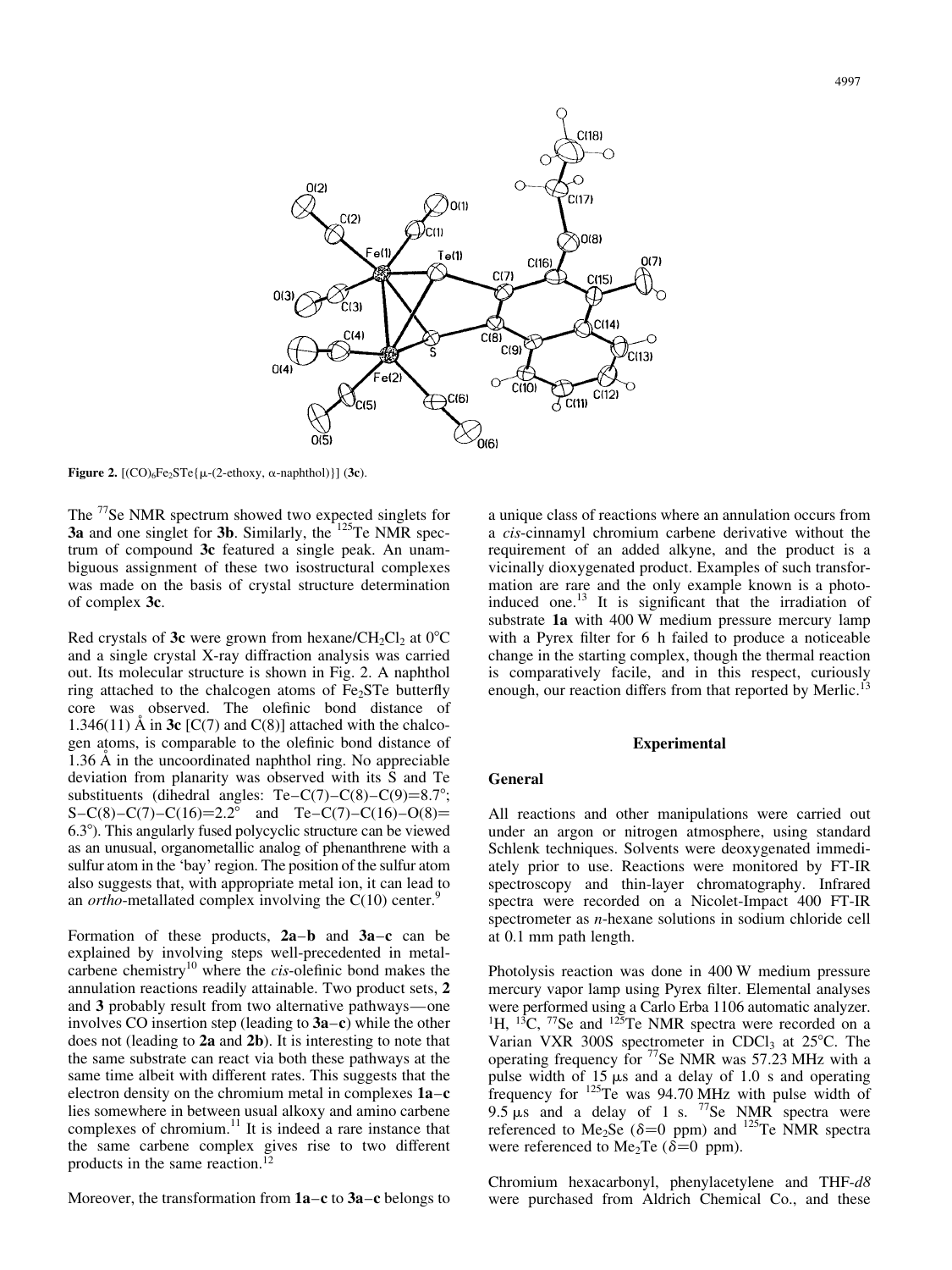Figure 2. $[(CO)_6Fe_2STe\{\mu$-(2-ethoxy, α-naphthol)$\}]$ (**3c**).

The $^{77}$Se NMR spectrum showed two expected singlets for **3a** and one singlet for **3b**. Similarly, the $^{125}$Te NMR spectrum of compound **3c** featured a single peak. An unambiguous assignment of these two isostructural complexes was made on the basis of crystal structure determination of complex **3c**.

Red crystals of **3c** were grown from hexane/$CH_2Cl_2$ at 0°C and a single crystal X-ray diffraction analysis was carried out. Its molecular structure is shown in Fig. 2. A naphthol ring attached to the chalcogen atoms of $Fe_2STe$ butterfly core was observed. The olefinic bond distance of 1.346(11) Å in **3c** [C(7) and C(8)] attached with the chalcogen atoms, is comparable to the olefinic bond distance of 1.36 Å in the uncoordinated naphthol ring. No appreciable deviation from planarity was observed with its S and Te substituents (dihedral angles: Te–C(7)–C(8)–C(9)=8.7°; S–C(8)–C(7)–C(16)=2.2° and Te–C(7)–C(16)–O(8)=6.3°). This angularly fused polycyclic structure can be viewed as an unusual, organometallic analog of phenanthrene with a sulfur atom in the 'bay' region. The position of the sulfur atom also suggests that, with appropriate metal ion, it can lead to an *ortho*-metallated complex involving the C(10) center.[9]

Formation of these products, **2a–b** and **3a–c** can be explained by involving steps well-precedented in metal-carbene chemistry[10] where the *cis*-olefinic bond makes the annulation reactions readily attainable. Two product sets, **2** and **3** probably result from two alternative pathways—one involves CO insertion step (leading to **3a–c**) while the other does not (leading to **2a** and **2b**). It is interesting to note that the same substrate can react via both these pathways at the same time albeit with different rates. This suggests that the electron density on the chromium metal in complexes **1a–c** lies somewhere in between usual alkoxy and amino carbene complexes of chromium.[11] It is indeed a rare instance that the same carbene complex gives rise to two different products in the same reaction.[12]

Moreover, the transformation from **1a–c** to **3a–c** belongs to a unique class of reactions where an annulation occurs from a *cis*-cinnamyl chromium carbene derivative without the requirement of an added alkyne, and the product is a vicinally dioxygenated product. Examples of such transformation are rare and the only example known is a photo-induced one.[13] It is significant that the irradiation of substrate **1a** with 400 W medium pressure mercury lamp with a Pyrex filter for 6 h failed to produce a noticeable change in the starting complex, though the thermal reaction is comparatively facile, and in this respect, curiously enough, our reaction differs from that reported by Merlic.[13]

## Experimental

### General

All reactions and other manipulations were carried out under an argon or nitrogen atmosphere, using standard Schlenk techniques. Solvents were deoxygenated immediately prior to use. Reactions were monitored by FT-IR spectroscopy and thin-layer chromatography. Infrared spectra were recorded on a Nicolet-Impact 400 FT-IR spectrometer as *n*-hexane solutions in sodium chloride cell at 0.1 mm path length.

Photolysis reaction was done in 400 W medium pressure mercury vapor lamp using Pyrex filter. Elemental analyses were performed using a Carlo Erba 1106 automatic analyzer. $^{1}$H, $^{13}$C, $^{77}$Se and $^{125}$Te NMR spectra were recorded on a Varian VXR 300S spectrometer in $CDCl_3$ at 25°C. The operating frequency for $^{77}$Se NMR was 57.23 MHz with a pulse width of 15 μs and a delay of 1.0 s and operating frequency for $^{125}$Te was 94.70 MHz with pulse width of 9.5 μs and a delay of 1 s. $^{77}$Se NMR spectra were referenced to $Me_2Se$ ($\delta$=0 ppm) and $^{125}$Te NMR spectra were referenced to $Me_2Te$ ($\delta$=0 ppm).

Chromium hexacarbonyl, phenylacetylene and THF-*d8* were purchased from Aldrich Chemical Co., and these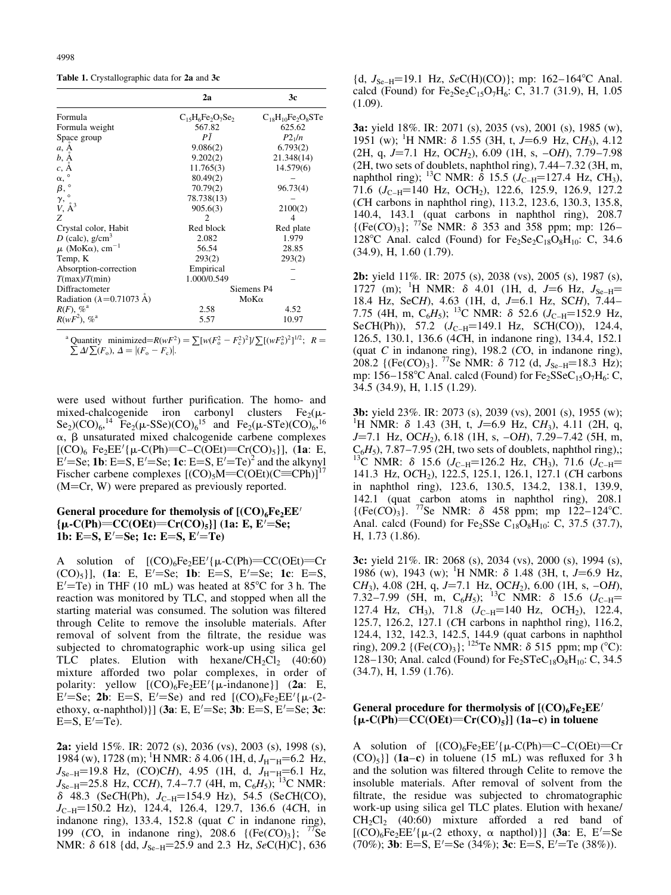**Table 1.** Crystallographic data for **2a** and **3c**

| | **2a** | **3c** |
|---|---|---|
| Formula | $C_{15}H_6Fe_2O_7Se_2$ | $C_{18}H_{10}Fe_2O_8STe$ |
| Formula weight | 567.82 | 625.62 |
| Space group | $P\bar{1}$ | $P2_1/n$ |
| $a$, Å | 9.086(2) | 6.793(2) |
| $b$, Å | 9.202(2) | 21.348(14) |
| $c$, Å | 11.765(3) | 14.579(6) |
| $\alpha$, ° | 80.49(2) | – |
| $\beta$, ° | 70.79(2) | 96.73(4) |
| $\gamma$, ° | 78.738(13) | – |
| $V$, Å$^3$ | 905.6(3) | 2100(2) |
| $Z$ | 2 | 4 |
| Crystal color, Habit | Red block | Red plate |
| $D$ (calc), g/cm$^3$ | 2.082 | 1.979 |
| $\mu$ (MoK$\alpha$), cm$^{-1}$ | 56.54 | 28.85 |
| Temp, K | 293(2) | 293(2) |
| Absorption-correction | Empirical | – |
| $T$(max)/$T$(min) | 1.000/0.549 | – |
| Diffractometer | Siemens P4 | |
| Radiation ($\lambda$=0.71073 Å) | MoK$\alpha$ | |
| $R(F)$, %[a] | 2.58 | 4.52 |
| $R(wF^2)$, %[a] | 5.57 | 10.97 |

[a] Quantity minimized=$R(wF^2)=\sum[w(F_o^2-F_c^2)^2]/\sum[(wF_o^2)^2]^{1/2}$; $R=\sum\Delta/\sum(F_o)$, $\Delta=|(F_o-F_c)|$.

were used without further purification. The homo- and mixed-chalcogenide iron carbonyl clusters $Fe_2(\mu\text{-}Se_2)(CO)_6$,[14] $Fe_2(\mu\text{-}SSe)(CO)_6$[15] and $Fe_2(\mu\text{-}STe)(CO)_6$,[16] $\alpha$, $\beta$ unsaturated mixed chalcogenide carbene complexes $[(CO)_6\ Fe_2EE'\{\mu\text{-}C(Ph){=}C{-}C(OEt){=}Cr(CO)_5\}]$, (**1a**: E, E′=Se; **1b**: E=S, E′=Se; **1c**: E=S, E′=Te)[2] and the alkynyl Fischer carbene complexes $[(CO)_5M{=}C(OEt)(C{\equiv}CPh)]$[17] (M=Cr, W) were prepared as previously reported.

### General procedure for themolysis of $[(CO)_6Fe_2EE'\{\mu\text{-}C(Ph){=}CC(OEt){=}Cr(CO)_5\}]$ (1a: E, E′=Se; 1b: E=S, E′=Se; 1c: E=S, E′=Te)

A solution of $[(CO)_6Fe_2EE'\{\mu\text{-}C(Ph){=}CC(OEt){=}Cr(CO)_5\}]$, (**1a**: E, E′=Se; **1b**: E=S, E′=Se; **1c**: E=S, E′=Te) in THF (10 mL) was heated at 85°C for 3 h. The reaction was monitored by TLC, and stopped when all the starting material was consumed. The solution was filtered through Celite to remove the insoluble materials. After removal of solvent from the filtrate, the residue was subjected to chromatographic work-up using silica gel TLC plates. Elution with hexane/$CH_2Cl_2$ (40:60) mixture afforded two polar complexes, in order of polarity: yellow $[(CO)_6Fe_2EE'\{\mu\text{-indanone}\}]$ (**2a**: E, E′=Se; **2b**: E=S, E′=Se) and red $[(CO)_6Fe_2EE'\{\mu\text{-}(2\text{-ethoxy}, \alpha\text{-naphthol})\}]$ (**3a**: E, E′=Se; **3b**: E=S, E′=Se; **3c**: E=S, E′=Te).

**2a:** yield 15%. IR: 2072 (s), 2036 (vs), 2003 (s), 1998 (s), 1984 (w), 1728 (m); $^1$H NMR: $\delta$ 4.06 (1H, d, $J_{H-H}$=6.2 Hz, $J_{Se-H}$=19.8 Hz, (CO)C*H*), 4.95 (1H, d, $J_{H-H}$=6.1 Hz, $J_{Se-H}$=25.8 Hz, CC*H*), 7.4–7.7 (4H, m, $C_6H_5$); $^{13}$C NMR: $\delta$ 48.3 (Se*C*H(Ph), $J_{C-H}$=154.9 Hz), 54.5 (Se*C*H(CO), $J_{C-H}$=150.2 Hz), 124.4, 126.4, 129.7, 136.6 (4*C*H, in indanone ring), 133.4, 152.8 (quat *C* in indanone ring), 199 (*C*O, in indanone ring), 208.6 {(Fe(*C*O)$_3$}; $^{77}$Se NMR: $\delta$ 618 {dd, $J_{Se-H}$=25.9 and 2.3 Hz, *Se*C(H)C}, 636 {d, $J_{Se-H}$=19.1 Hz, *Se*C(H)(CO)}; mp: 162–164°C Anal. calcd (Found) for $Fe_2Se_2C_{15}O_7H_6$: C, 31.7 (31.9), H, 1.05 (1.09).

**3a:** yield 18%. IR: 2071 (s), 2035 (vs), 2001 (s), 1985 (w), 1951 (w); $^1$H NMR: $\delta$ 1.55 (3H, t, $J$=6.9 Hz, C*H*$_3$), 4.12 (2H, q, $J$=7.1 Hz, OC*H*$_2$), 6.09 (1H, s, –O*H*), 7.79–7.98 (2H, two sets of doublets, naphthol ring), 7.44–7.32 (3H, m, naphthol ring); $^{13}$C NMR: $\delta$ 15.5 ($J_{C-H}$=127.4 Hz, *C*H$_3$), 71.6 ($J_{C-H}$=140 Hz, O*C*H$_2$), 122.6, 125.9, 126.9, 127.2 (*C*H carbons in naphthol ring), 113.2, 123.6, 130.3, 135.8, 140.4, 143.1 (quat carbons in naphthol ring), 208.7 {(Fe(*C*O)$_3$}; $^{77}$Se NMR: $\delta$ 353 and 358 ppm; mp: 126–128°C Anal. calcd (Found) for $Fe_2Se_2C_{18}O_8H_{10}$: C, 34.6 (34.9), H, 1.60 (1.79).

**2b:** yield 11%. IR: 2075 (s), 2038 (vs), 2005 (s), 1987 (s), 1727 (m); $^1$H NMR: $\delta$ 4.01 (1H, d, $J$=6 Hz, $J_{Se-H}$=18.4 Hz, SeC*H*), 4.63 (1H, d, $J$=6.1 Hz, SC*H*), 7.44–7.75 (4H, m, $C_6H_5$); $^{13}$C NMR: $\delta$ 52.6 ($J_{C-H}$=152.9 Hz, Se*C*H(Ph)), 57.2 ($J_{C-H}$=149.1 Hz, S*C*H(CO)), 124.4, 126.5, 130.1, 136.6 (4*C*H, in indanone ring), 134.4, 152.1 (quat *C* in indanone ring), 198.2 (*C*O, in indanone ring), 208.2 {(Fe(*C*O)$_3$}. $^{77}$Se NMR: $\delta$ 712 (d, $J_{Se-H}$=18.3 Hz); mp: 156–158°C Anal. calcd (Found) for $Fe_2SSeC_{15}O_7H_6$: C, 34.5 (34.9), H, 1.15 (1.29).

**3b:** yield 23%. IR: 2073 (s), 2039 (vs), 2001 (s), 1955 (w); $^1$H NMR: $\delta$ 1.43 (3H, t, $J$=6.9 Hz, C*H*$_3$), 4.11 (2H, q, $J$=7.1 Hz, OC*H*$_2$), 6.18 (1H, s, –O*H*), 7.29–7.42 (5H, m, $C_6H_5$), 7.87–7.95 (2H, two sets of doublets, naphthol ring),; $^{13}$C NMR: $\delta$ 15.6 ($J_{C-H}$=126.2 Hz, *C*H$_3$), 71.6 ($J_{C-H}$=141.3 Hz, O*C*H$_2$), 122.5, 125.1, 126.1, 127.1 (*C*H carbons in naphthol ring), 123.6, 130.5, 134.2, 138.1, 139.9, 142.1 (quat carbon atoms in naphthol ring), 208.1 {(Fe(*C*O)$_3$}. $^{77}$Se NMR: $\delta$ 458 ppm; mp 122–124°C. Anal. calcd (Found) for $Fe_2SSe\ C_{18}O_8H_{10}$: C, 37.5 (37.7), H, 1.73 (1.86).

**3c:** yield 21%. IR: 2068 (s), 2034 (vs), 2000 (s), 1994 (s), 1986 (w), 1943 (w); $^1$H NMR: $\delta$ 1.48 (3H, t, $J$=6.9 Hz, C*H*$_3$), 4.08 (2H, q, $J$=7.1 Hz, OC*H*$_2$), 6.00 (1H, s, –O*H*), 7.32–7.99 (5H, m, $C_6H_5$); $^{13}$C NMR: $\delta$ 15.6 ($J_{C-H}$=127.4 Hz, *C*H$_3$), 71.8 ($J_{C-H}$=140 Hz, O*C*H$_2$), 122.4, 125.7, 126.2, 127.1 (*C*H carbons in naphthol ring), 116.2, 124.4, 132, 142.3, 142.5, 144.9 (quat carbons in naphthol ring), 209.2 {(Fe(*C*O)$_3$}; $^{125}$Te NMR: $\delta$ 515 ppm; mp (°C): 128–130; Anal. calcd (Found) for $Fe_2STeC_{18}O_8H_{10}$: C, 34.5 (34.7), H, 1.59 (1.76).

### General procedure for thermolysis of $[(CO)_6Fe_2EE'\{\mu\text{-}C(Ph){=}CC(OEt){=}Cr(CO)_5\}]$ (1a–c) in toluene

A solution of $[(CO)_6Fe_2EE'\{\mu\text{-}C(Ph){=}C{-}C(OEt){=}Cr(CO)_5\}]$ (**1a–c**) in toluene (15 mL) was refluxed for 3 h and the solution was filtered through Celite to remove the insoluble materials. After removal of solvent from the filtrate, the residue was subjected to chromatographic work-up using silica gel TLC plates. Elution with hexane/$CH_2Cl_2$ (40:60) mixture afforded a red band of $[(CO)_6Fe_2EE'\{\mu\text{-}(2\ \text{ethoxy}, \alpha\ \text{napthol})\}]$ (**3a**: E, E′=Se (70%); **3b**: E=S, E′=Se (34%); **3c**: E=S, E′=Te (38%)).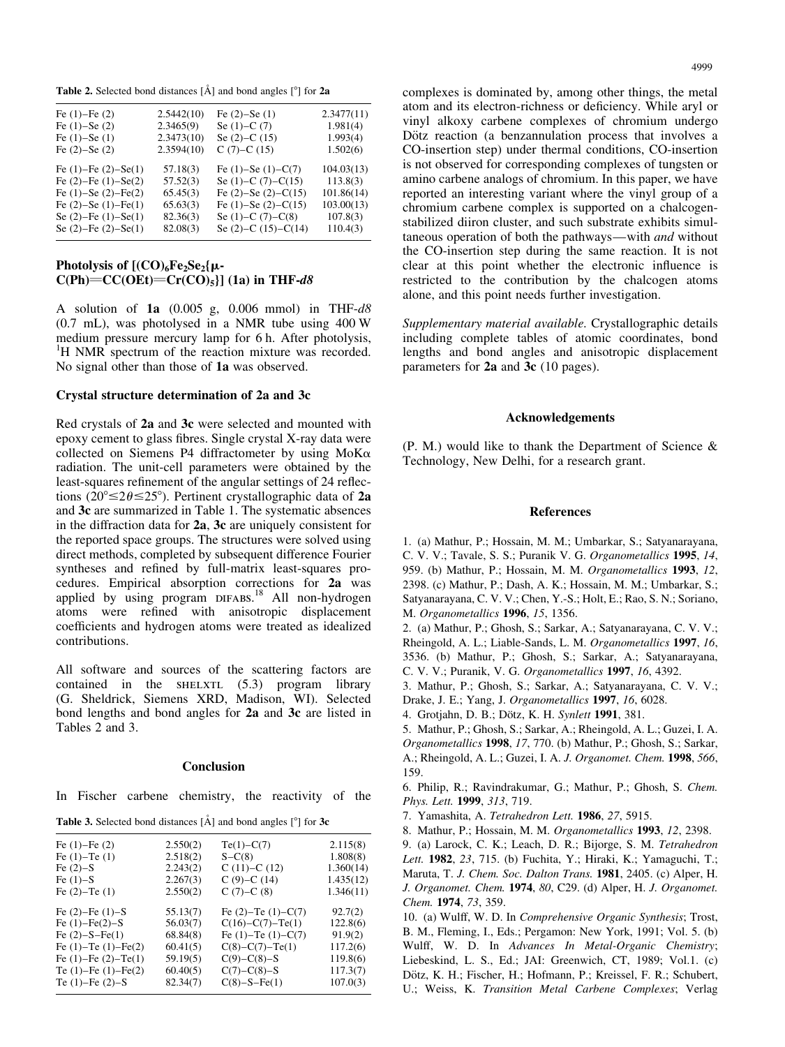**Table 2.** Selected bond distances [Å] and bond angles [°] for **2a**

| | | | |
|---|---|---|---|
| Fe (1)–Fe (2) | 2.5442(10) | Fe (2)–Se (1) | 2.3477(11) |
| Fe (1)–Se (2) | 2.3465(9) | Se (1)–C (7) | 1.981(4) |
| Fe (1)–Se (1) | 2.3473(10) | Se (2)–C (15) | 1.993(4) |
| Fe (2)–Se (2) | 2.3594(10) | C (7)–C (15) | 1.502(6) |
| Fe (1)–Fe (2)–Se(1) | 57.18(3) | Fe (1)–Se (1)–C(7) | 104.03(13) |
| Fe (2)–Fe (1)–Se(2) | 57.52(3) | Se (1)–C (7)–C(15) | 113.8(3) |
| Fe (1)–Se (2)–Fe(2) | 65.45(3) | Fe (2)–Se (2)–C(15) | 101.86(14) |
| Fe (2)–Se (1)–Fe(1) | 65.63(3) | Fe (1)–Se (2)–C(15) | 103.00(13) |
| Se (2)–Fe (1)–Se(1) | 82.36(3) | Se (1)–C (7)–C(8) | 107.8(3) |
| Se (2)–Fe (2)–Se(1) | 82.08(3) | Se (2)–C (15)–C(14) | 110.4(3) |

### Photolysis of $[(CO)_6Fe_2Se_2\{\mu\text{-}C(Ph){=}CC(OEt){=}Cr(CO)_5\}]$ (1a) in THF-*d8*

A solution of **1a** (0.005 g, 0.006 mmol) in THF-*d8* (0.7 mL), was photolysed in a NMR tube using 400 W medium pressure mercury lamp for 6 h. After photolysis, $^1H$ NMR spectrum of the reaction mixture was recorded. No signal other than those of **1a** was observed.

### Crystal structure determination of 2a and 3c

Red crystals of **2a** and **3c** were selected and mounted with epoxy cement to glass fibres. Single crystal X-ray data were collected on Siemens P4 diffractometer by using MoKα radiation. The unit-cell parameters were obtained by the least-squares refinement of the angular settings of 24 reflections ($20° \leq 2\theta \leq 25°$). Pertinent crystallographic data of **2a** and **3c** are summarized in Table 1. The systematic absences in the diffraction data for **2a**, **3c** are uniquely consistent for the reported space groups. The structures were solved using direct methods, completed by subsequent difference Fourier syntheses and refined by full-matrix least-squares procedures. Empirical absorption corrections for **2a** was applied by using program DIFABS.[18] All non-hydrogen atoms were refined with anisotropic displacement coefficients and hydrogen atoms were treated as idealized contributions.

All software and sources of the scattering factors are contained in the SHELXTL (5.3) program library (G. Sheldrick, Siemens XRD, Madison, WI). Selected bond lengths and bond angles for **2a** and **3c** are listed in Tables 2 and 3.

## Conclusion

In Fischer carbene chemistry, the reactivity of the complexes is dominated by, among other things, the metal atom and its electron-richness or deficiency. While aryl or vinyl alkoxy carbene complexes of chromium undergo Dötz reaction (a benzannulation process that involves a CO-insertion step) under thermal conditions, CO-insertion is not observed for corresponding complexes of tungsten or amino carbene analogs of chromium. In this paper, we have reported an interesting variant where the vinyl group of a chromium carbene complex is supported on a chalcogen-stabilized diiron cluster, and such substrate exhibits simultaneous operation of both the pathways—with *and* without the CO-insertion step during the same reaction. It is not clear at this point whether the electronic influence is restricted to the contribution by the chalcogen atoms alone, and this point needs further investigation.

**Table 3.** Selected bond distances [Å] and bond angles [°] for **3c**

| | | | |
|---|---|---|---|
| Fe (1)–Fe (2) | 2.550(2) | Te(1)–C(7) | 2.115(8) |
| Fe (1)–Te (1) | 2.518(2) | S–C(8) | 1.808(8) |
| Fe (2)–S | 2.243(2) | C (11)–C (12) | 1.360(14) |
| Fe (1)–S | 2.267(3) | C (9)–C (14) | 1.435(12) |
| Fe (2)–Te (1) | 2.550(2) | C (7)–C (8) | 1.346(11) |
| Fe (2)–Fe (1)–S | 55.13(7) | Fe (2)–Te (1)–C(7) | 92.7(2) |
| Fe (1)–Fe(2)–S | 56.03(7) | C(16)–C(7)–Te(1) | 122.8(6) |
| Fe (2)–S–Fe(1) | 68.84(8) | Fe (1)–Te (1)–C(7) | 91.9(2) |
| Fe (1)–Te (1)–Fe(2) | 60.41(5) | C(8)–C(7)–Te(1) | 117.2(6) |
| Fe (1)–Fe (2)–Te(1) | 59.19(5) | C(9)–C(8)–S | 119.8(6) |
| Te (1)–Fe (1)–Fe(2) | 60.40(5) | C(7)–C(8)–S | 117.3(7) |
| Te (1)–Fe (2)–S | 82.34(7) | C(8)–S–Fe(1) | 107.0(3) |

*Supplementary material available.* Crystallographic details including complete tables of atomic coordinates, bond lengths and bond angles and anisotropic displacement parameters for **2a** and **3c** (10 pages).

## Acknowledgements

(P. M.) would like to thank the Department of Science & Technology, New Delhi, for a research grant.

## References

1. (a) Mathur, P.; Hossain, M. M.; Umbarkar, S.; Satyanarayana, C. V. V.; Tavale, S. S.; Puranik V. G. *Organometallics* **1995**, *14*, 959. (b) Mathur, P.; Hossain, M. M. *Organometallics* **1993**, *12*, 2398. (c) Mathur, P.; Dash, A. K.; Hossain, M. M.; Umbarkar, S.; Satyanarayana, C. V. V.; Chen, Y.-S.; Holt, E.; Rao, S. N.; Soriano, M. *Organometallics* **1996**, *15*, 1356.
2. (a) Mathur, P.; Ghosh, S.; Sarkar, A.; Satyanarayana, C. V. V.; Rheingold, A. L.; Liable-Sands, L. M. *Organometallics* **1997**, *16*, 3536. (b) Mathur, P.; Ghosh, S.; Sarkar, A.; Satyanarayana, C. V. V.; Puranik, V. G. *Organometallics* **1997**, *16*, 4392.
3. Mathur, P.; Ghosh, S.; Sarkar, A.; Satyanarayana, C. V. V.; Drake, J. E.; Yang, J. *Organometallics* **1997**, *16*, 6028.
4. Grotjahn, D. B.; Dötz, K. H. *Synlett* **1991**, 381.
5. Mathur, P.; Ghosh, S.; Sarkar, A.; Rheingold, A. L.; Guzei, I. A. *Organometallics* **1998**, *17*, 770. (b) Mathur, P.; Ghosh, S.; Sarkar, A.; Rheingold, A. L.; Guzei, I. A. *J. Organomet. Chem.* **1998**, *566*, 159.
6. Philip, R.; Ravindrakumar, G.; Mathur, P.; Ghosh, S. *Chem. Phys. Lett.* **1999**, *313*, 719.
7. Yamashita, A. *Tetrahedron Lett.* **1986**, *27*, 5915.
8. Mathur, P.; Hossain, M. M. *Organometallics* **1993**, *12*, 2398.
9. (a) Larock, C. K.; Leach, D. R.; Bijorge, S. M. *Tetrahedron Lett.* **1982**, *23*, 715. (b) Fuchita, Y.; Hiraki, K.; Yamaguchi, T.; Maruta, T. *J. Chem. Soc. Dalton Trans.* **1981**, 2405. (c) Alper, H. *J. Organomet. Chem.* **1974**, *80*, C29. (d) Alper, H. *J. Organomet. Chem.* **1974**, *73*, 359.
10. (a) Wulff, W. D. In *Comprehensive Organic Synthesis*; Trost, B. M., Fleming, I., Eds.; Pergamon: New York, 1991; Vol. 5. (b) Wulff, W. D. In *Advances In Metal-Organic Chemistry*; Liebeskind, L. S., Ed.; JAI: Greenwich, CT, 1989; Vol.1. (c) Dötz, K. H.; Fischer, H.; Hofmann, P.; Kreissel, F. R.; Schubert, U.; Weiss, K. *Transition Metal Carbene Complexes*; Verlag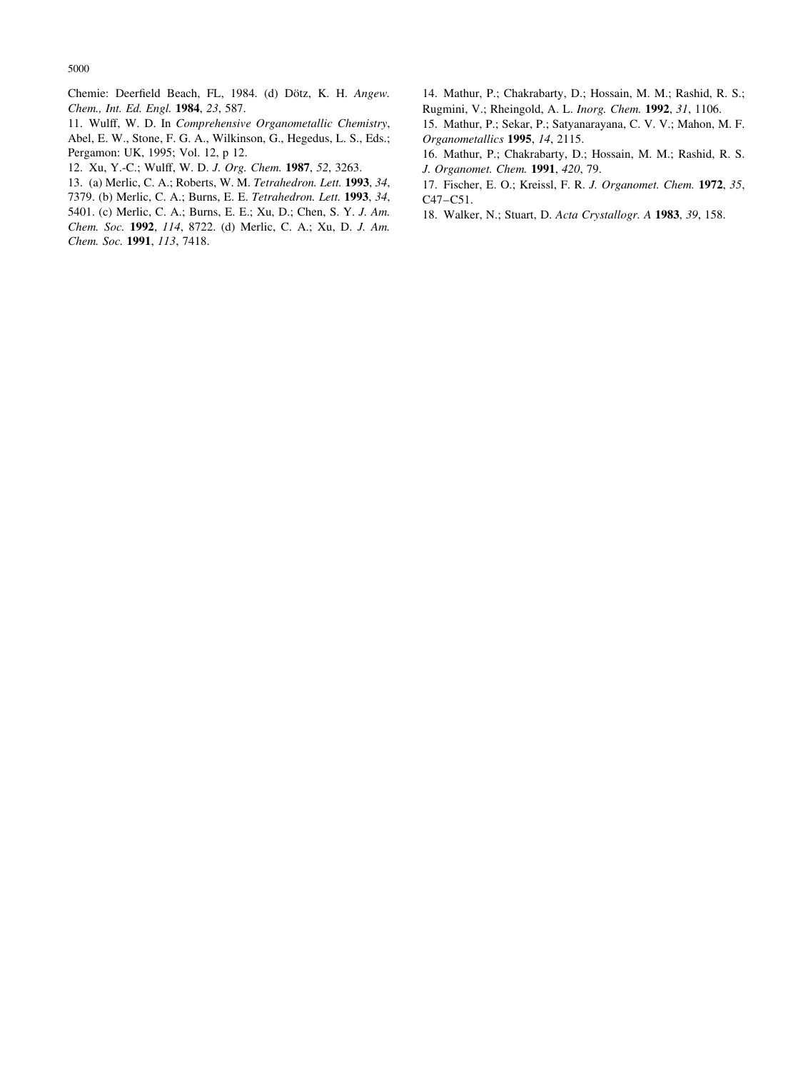Chemie: Deerfield Beach, FL, 1984. (d) Dötz, K. H. *Angew. Chem., Int. Ed. Engl.* **1984**, *23*, 587.

11. Wulff, W. D. In *Comprehensive Organometallic Chemistry*, Abel, E. W., Stone, F. G. A., Wilkinson, G., Hegedus, L. S., Eds.; Pergamon: UK, 1995; Vol. 12, p 12.

12. Xu, Y.-C.; Wulff, W. D. *J. Org. Chem.* **1987**, *52*, 3263.

13. (a) Merlic, C. A.; Roberts, W. M. *Tetrahedron. Lett.* **1993**, *34*, 7379. (b) Merlic, C. A.; Burns, E. E. *Tetrahedron. Lett.* **1993**, *34*, 5401. (c) Merlic, C. A.; Burns, E. E.; Xu, D.; Chen, S. Y. *J. Am. Chem. Soc.* **1992**, *114*, 8722. (d) Merlic, C. A.; Xu, D. *J. Am. Chem. Soc.* **1991**, *113*, 7418.

14. Mathur, P.; Chakrabarty, D.; Hossain, M. M.; Rashid, R. S.; Rugmini, V.; Rheingold, A. L. *Inorg. Chem.* **1992**, *31*, 1106.

15. Mathur, P.; Sekar, P.; Satyanarayana, C. V. V.; Mahon, M. F. *Organometallics* **1995**, *14*, 2115.

16. Mathur, P.; Chakrabarty, D.; Hossain, M. M.; Rashid, R. S. *J. Organomet. Chem.* **1991**, *420*, 79.

17. Fischer, E. O.; Kreissl, F. R. *J. Organomet. Chem.* **1972**, *35*, C47–C51.

18. Walker, N.; Stuart, D. *Acta Crystallogr. A* **1983**, *39*, 158.